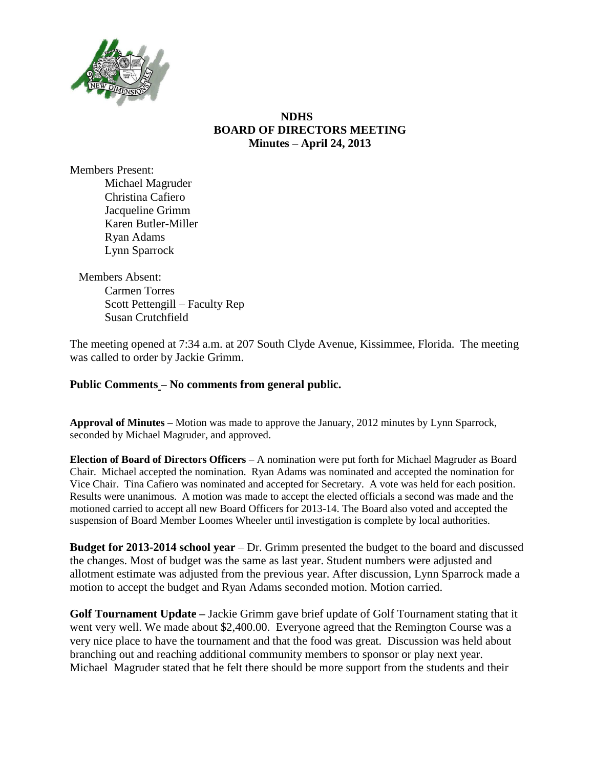**NDHS**
**BOARD OF DIRECTORS MEETING**
**Minutes – April 24, 2013**

Members Present:

- Michael Magruder
- Christina Cafiero
- Jacqueline Grimm
- Karen Butler-Miller
- Ryan Adams
- Lynn Sparrock

Members Absent:

- Carmen Torres
- Scott Pettengill – Faculty Rep
- Susan Crutchfield

The meeting opened at 7:34 a.m. at 207 South Clyde Avenue, Kissimmee, Florida. The meeting was called to order by Jackie Grimm.

**Public Comments – No comments from general public.**

**Approval of Minutes –** Motion was made to approve the January, 2012 minutes by Lynn Sparrock, seconded by Michael Magruder, and approved.

**Election of Board of Directors Officers** – A nomination were put forth for Michael Magruder as Board Chair. Michael accepted the nomination. Ryan Adams was nominated and accepted the nomination for Vice Chair. Tina Cafiero was nominated and accepted for Secretary. A vote was held for each position. Results were unanimous. A motion was made to accept the elected officials a second was made and the motioned carried to accept all new Board Officers for 2013-14. The Board also voted and accepted the suspension of Board Member Loomes Wheeler until investigation is complete by local authorities.

**Budget for 2013-2014 school year** – Dr. Grimm presented the budget to the board and discussed the changes. Most of budget was the same as last year. Student numbers were adjusted and allotment estimate was adjusted from the previous year. After discussion, Lynn Sparrock made a motion to accept the budget and Ryan Adams seconded motion. Motion carried.

**Golf Tournament Update –** Jackie Grimm gave brief update of Golf Tournament stating that it went very well. We made about $2,400.00. Everyone agreed that the Remington Course was a very nice place to have the tournament and that the food was great. Discussion was held about branching out and reaching additional community members to sponsor or play next year. Michael Magruder stated that he felt there should be more support from the students and their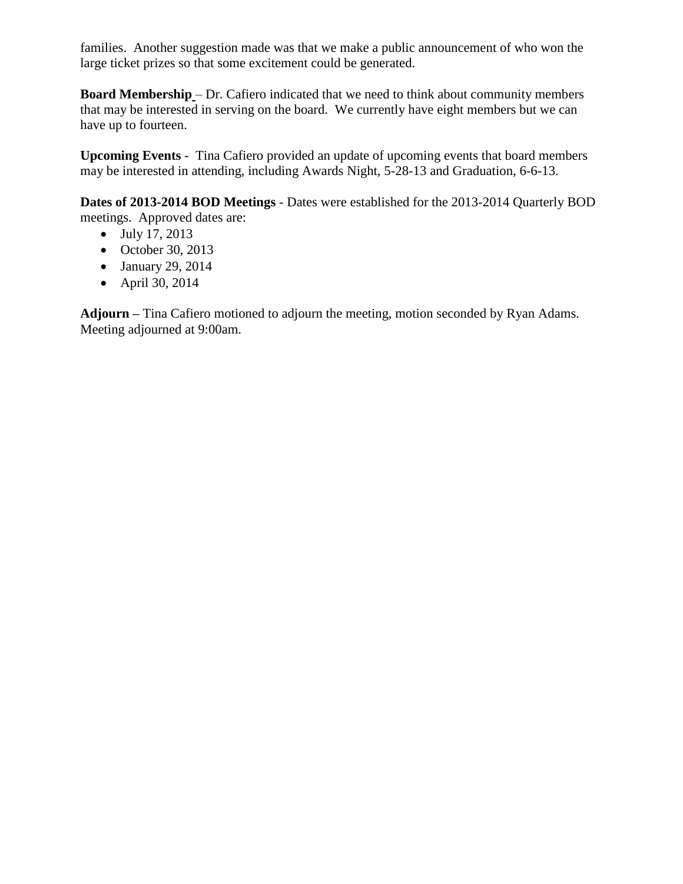families. Another suggestion made was that we make a public announcement of who won the large ticket prizes so that some excitement could be generated.

**Board Membership** – Dr. Cafiero indicated that we need to think about community members that may be interested in serving on the board. We currently have eight members but we can have up to fourteen.

**Upcoming Events** - Tina Cafiero provided an update of upcoming events that board members may be interested in attending, including Awards Night, 5-28-13 and Graduation, 6-6-13.

**Dates of 2013-2014 BOD Meetings** - Dates were established for the 2013-2014 Quarterly BOD meetings. Approved dates are:

- July 17, 2013
- October 30, 2013
- January 29, 2014
- April 30, 2014

**Adjourn –** Tina Cafiero motioned to adjourn the meeting, motion seconded by Ryan Adams. Meeting adjourned at 9:00am.